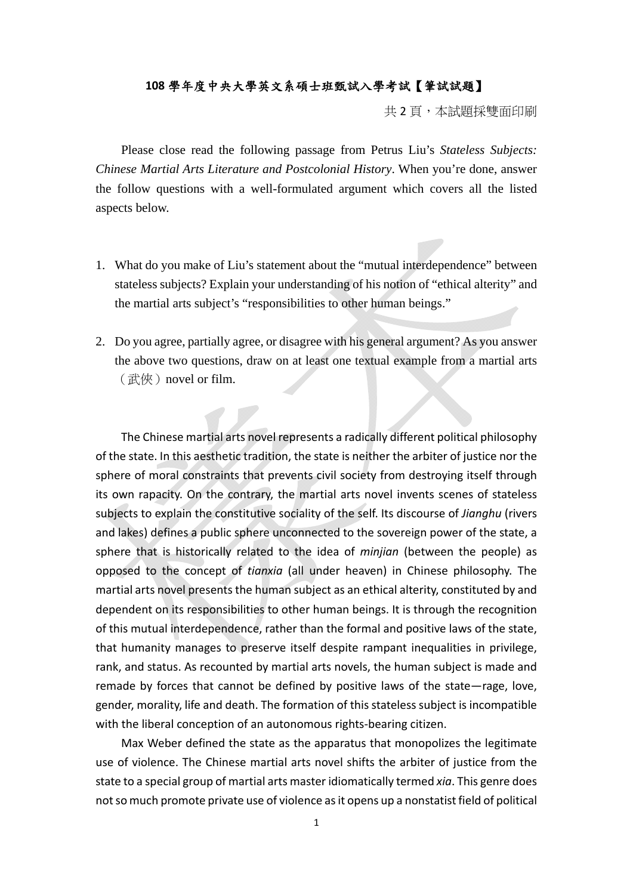**108 學年度中央大學英文系碩士班甄試入學考試【筆試試題】**

共 2 頁，本試題採雙面印刷

Please close read the following passage from Petrus Liu's *Stateless Subjects: Chinese Martial Arts Literature and Postcolonial History*. When you're done, answer the follow questions with a well-formulated argument which covers all the listed aspects below.

1. What do you make of Liu's statement about the "mutual interdependence" between stateless subjects? Explain your understanding of his notion of "ethical alterity" and the martial arts subject's "responsibilities to other human beings."

2. Do you agree, partially agree, or disagree with his general argument? As you answer the above two questions, draw on at least one textual example from a martial arts（武俠）novel or film.

The Chinese martial arts novel represents a radically different political philosophy of the state. In this aesthetic tradition, the state is neither the arbiter of justice nor the sphere of moral constraints that prevents civil society from destroying itself through its own rapacity. On the contrary, the martial arts novel invents scenes of stateless subjects to explain the constitutive sociality of the self. Its discourse of *Jianghu* (rivers and lakes) defines a public sphere unconnected to the sovereign power of the state, a sphere that is historically related to the idea of *minjian* (between the people) as opposed to the concept of *tianxia* (all under heaven) in Chinese philosophy. The martial arts novel presents the human subject as an ethical alterity, constituted by and dependent on its responsibilities to other human beings. It is through the recognition of this mutual interdependence, rather than the formal and positive laws of the state, that humanity manages to preserve itself despite rampant inequalities in privilege, rank, and status. As recounted by martial arts novels, the human subject is made and remade by forces that cannot be defined by positive laws of the state—rage, love, gender, morality, life and death. The formation of this stateless subject is incompatible with the liberal conception of an autonomous rights-bearing citizen.

Max Weber defined the state as the apparatus that monopolizes the legitimate use of violence. The Chinese martial arts novel shifts the arbiter of justice from the state to a special group of martial arts master idiomatically termed *xia*. This genre does not so much promote private use of violence as it opens up a nonstatist field of political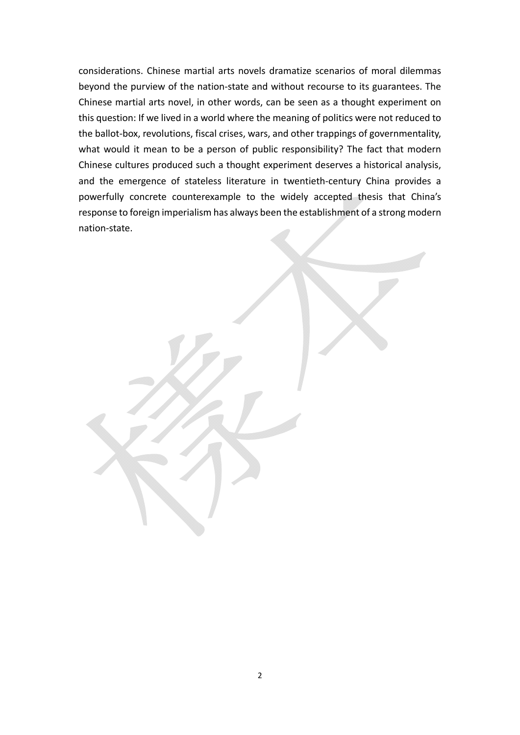considerations. Chinese martial arts novels dramatize scenarios of moral dilemmas beyond the purview of the nation-state and without recourse to its guarantees. The Chinese martial arts novel, in other words, can be seen as a thought experiment on this question: If we lived in a world where the meaning of politics were not reduced to the ballot-box, revolutions, fiscal crises, wars, and other trappings of governmentality, what would it mean to be a person of public responsibility? The fact that modern Chinese cultures produced such a thought experiment deserves a historical analysis, and the emergence of stateless literature in twentieth-century China provides a powerfully concrete counterexample to the widely accepted thesis that China's response to foreign imperialism has always been the establishment of a strong modern nation-state.